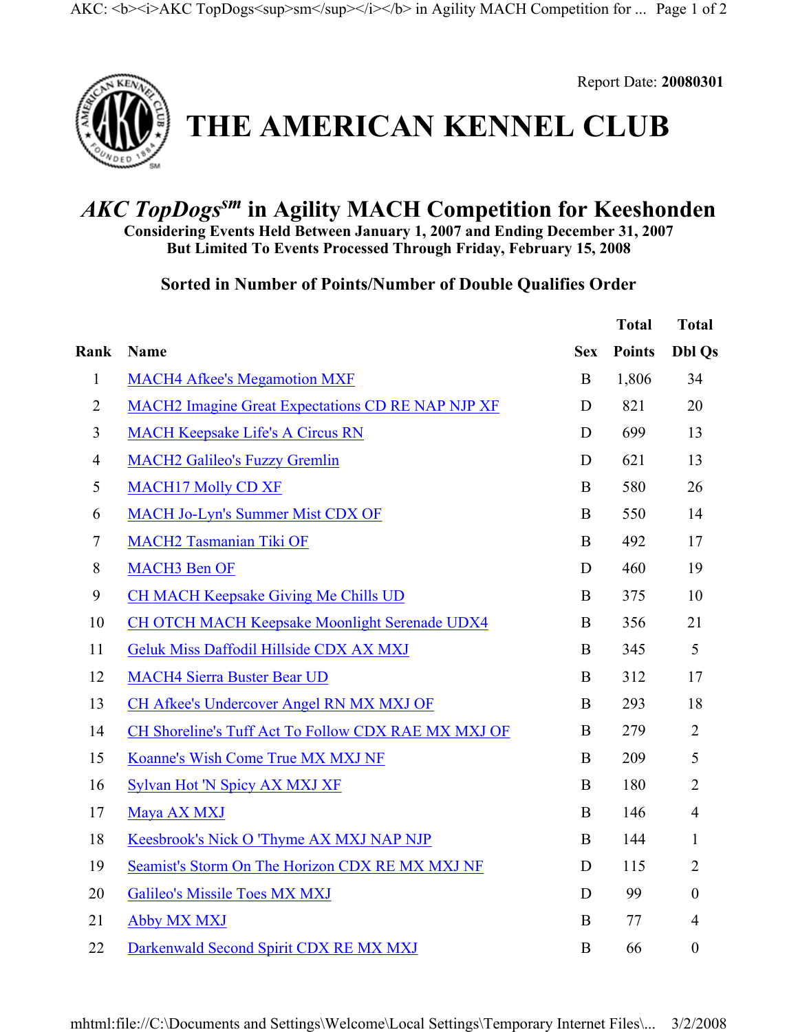Report Date: **20080301**

# THE AMERICAN KENNEL CLUB

## *AKC TopDogs*sm in Agility MACH Competition for Keeshonden

**Considering Events Held Between January 1, 2007 and Ending December 31, 2007**
**But Limited To Events Processed Through Friday, February 15, 2008**

### Sorted in Number of Points/Number of Double Qualifies Order

| Rank | Name | Sex | Total Points | Total Dbl Qs |
|---|---|---|---|---|
| 1 | MACH4 Afkee's Megamotion MXF | B | 1,806 | 34 |
| 2 | MACH2 Imagine Great Expectations CD RE NAP NJP XF | D | 821 | 20 |
| 3 | MACH Keepsake Life's A Circus RN | D | 699 | 13 |
| 4 | MACH2 Galileo's Fuzzy Gremlin | D | 621 | 13 |
| 5 | MACH17 Molly CD XF | B | 580 | 26 |
| 6 | MACH Jo-Lyn's Summer Mist CDX OF | B | 550 | 14 |
| 7 | MACH2 Tasmanian Tiki OF | B | 492 | 17 |
| 8 | MACH3 Ben OF | D | 460 | 19 |
| 9 | CH MACH Keepsake Giving Me Chills UD | B | 375 | 10 |
| 10 | CH OTCH MACH Keepsake Moonlight Serenade UDX4 | B | 356 | 21 |
| 11 | Geluk Miss Daffodil Hillside CDX AX MXJ | B | 345 | 5 |
| 12 | MACH4 Sierra Buster Bear UD | B | 312 | 17 |
| 13 | CH Afkee's Undercover Angel RN MX MXJ OF | B | 293 | 18 |
| 14 | CH Shoreline's Tuff Act To Follow CDX RAE MX MXJ OF | B | 279 | 2 |
| 15 | Koanne's Wish Come True MX MXJ NF | B | 209 | 5 |
| 16 | Sylvan Hot 'N Spicy AX MXJ XF | B | 180 | 2 |
| 17 | Maya AX MXJ | B | 146 | 4 |
| 18 | Keesbrook's Nick O 'Thyme AX MXJ NAP NJP | B | 144 | 1 |
| 19 | Seamist's Storm On The Horizon CDX RE MX MXJ NF | D | 115 | 2 |
| 20 | Galileo's Missile Toes MX MXJ | D | 99 | 0 |
| 21 | Abby MX MXJ | B | 77 | 4 |
| 22 | Darkenwald Second Spirit CDX RE MX MXJ | B | 66 | 0 |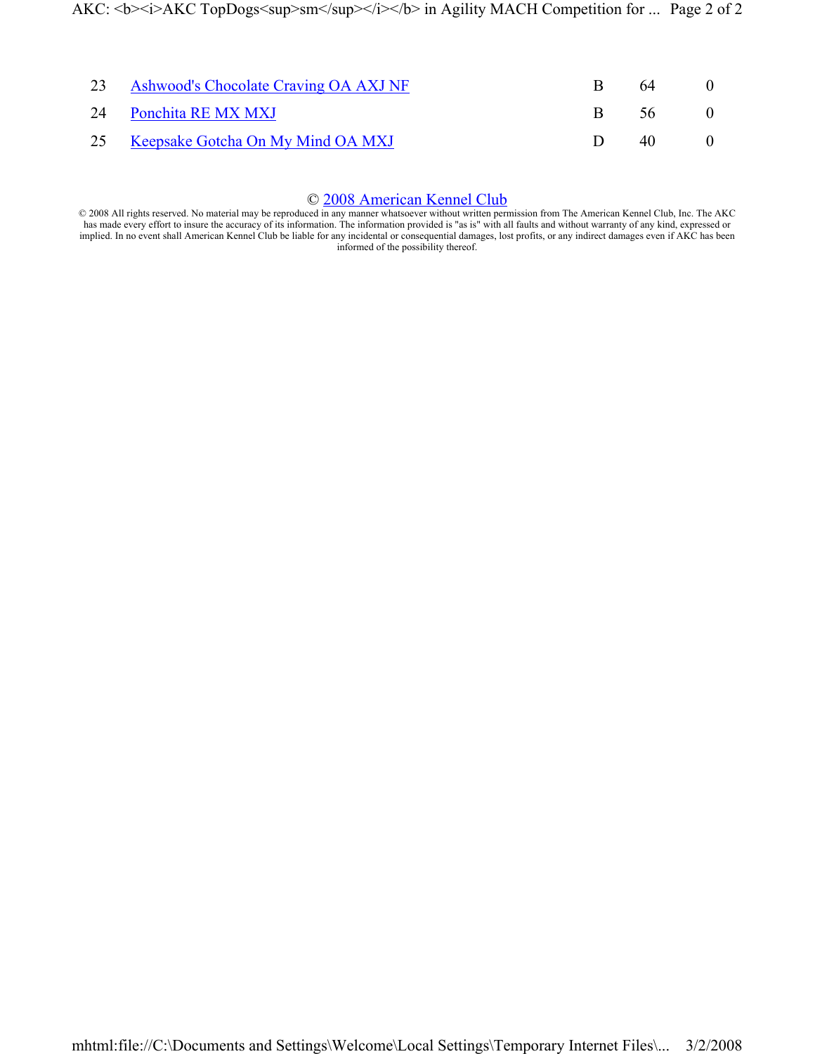| | | | | |
|---|---|---|---|---|
| 23 | Ashwood's Chocolate Craving OA AXJ NF | B | 64 | 0 |
| 24 | Ponchita RE MX MXJ | B | 56 | 0 |
| 25 | Keepsake Gotcha On My Mind OA MXJ | D | 40 | 0 |

© 2008 American Kennel Club

© 2008 All rights reserved. No material may be reproduced in any manner whatsoever without written permission from The American Kennel Club, Inc. The AKC has made every effort to insure the accuracy of its information. The information provided is "as is" with all faults and without warranty of any kind, expressed or implied. In no event shall American Kennel Club be liable for any incidental or consequential damages, lost profits, or any indirect damages even if AKC has been informed of the possibility thereof.